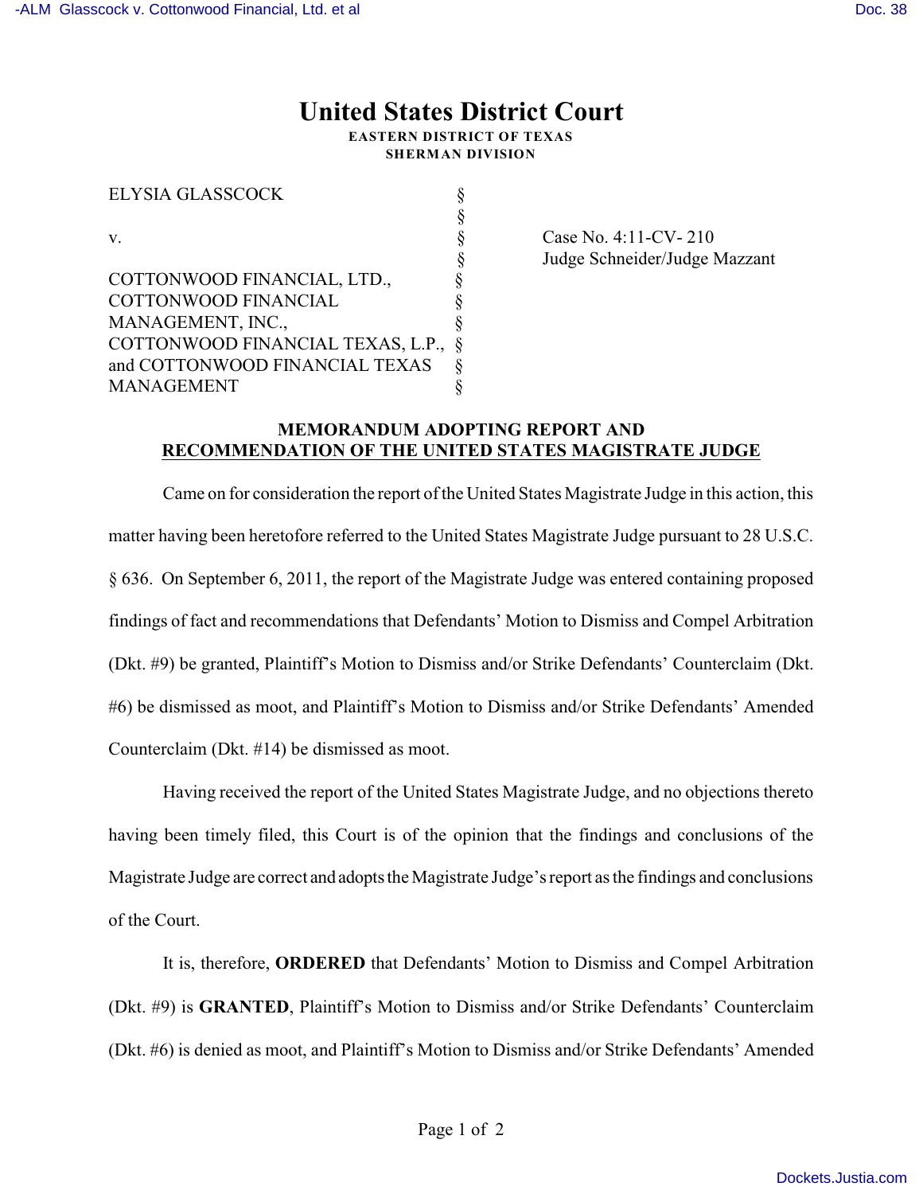# United States District Court

**EASTERN DISTRICT OF TEXAS**
**SHERMAN DIVISION**

| | | |
|---|---|---|
| ELYSIA GLASSCOCK | § | |
| | § | |
| v. | § | Case No. 4:11-CV- 210 |
| | § | Judge Schneider/Judge Mazzant |
| COTTONWOOD FINANCIAL, LTD., | § | |
| COTTONWOOD FINANCIAL | § | |
| MANAGEMENT, INC., | § | |
| COTTONWOOD FINANCIAL TEXAS, L.P., | § | |
| and COTTONWOOD FINANCIAL TEXAS | § | |
| MANAGEMENT | § | |

**MEMORANDUM ADOPTING REPORT AND RECOMMENDATION OF THE UNITED STATES MAGISTRATE JUDGE**

Came on for consideration the report of the United States Magistrate Judge in this action, this matter having been heretofore referred to the United States Magistrate Judge pursuant to 28 U.S.C. § 636. On September 6, 2011, the report of the Magistrate Judge was entered containing proposed findings of fact and recommendations that Defendants' Motion to Dismiss and Compel Arbitration (Dkt. #9) be granted, Plaintiff's Motion to Dismiss and/or Strike Defendants' Counterclaim (Dkt. #6) be dismissed as moot, and Plaintiff's Motion to Dismiss and/or Strike Defendants' Amended Counterclaim (Dkt. #14) be dismissed as moot.

Having received the report of the United States Magistrate Judge, and no objections thereto having been timely filed, this Court is of the opinion that the findings and conclusions of the Magistrate Judge are correct and adopts the Magistrate Judge's report as the findings and conclusions of the Court.

It is, therefore, **ORDERED** that Defendants' Motion to Dismiss and Compel Arbitration (Dkt. #9) is **GRANTED**, Plaintiff's Motion to Dismiss and/or Strike Defendants' Counterclaim (Dkt. #6) is denied as moot, and Plaintiff's Motion to Dismiss and/or Strike Defendants' Amended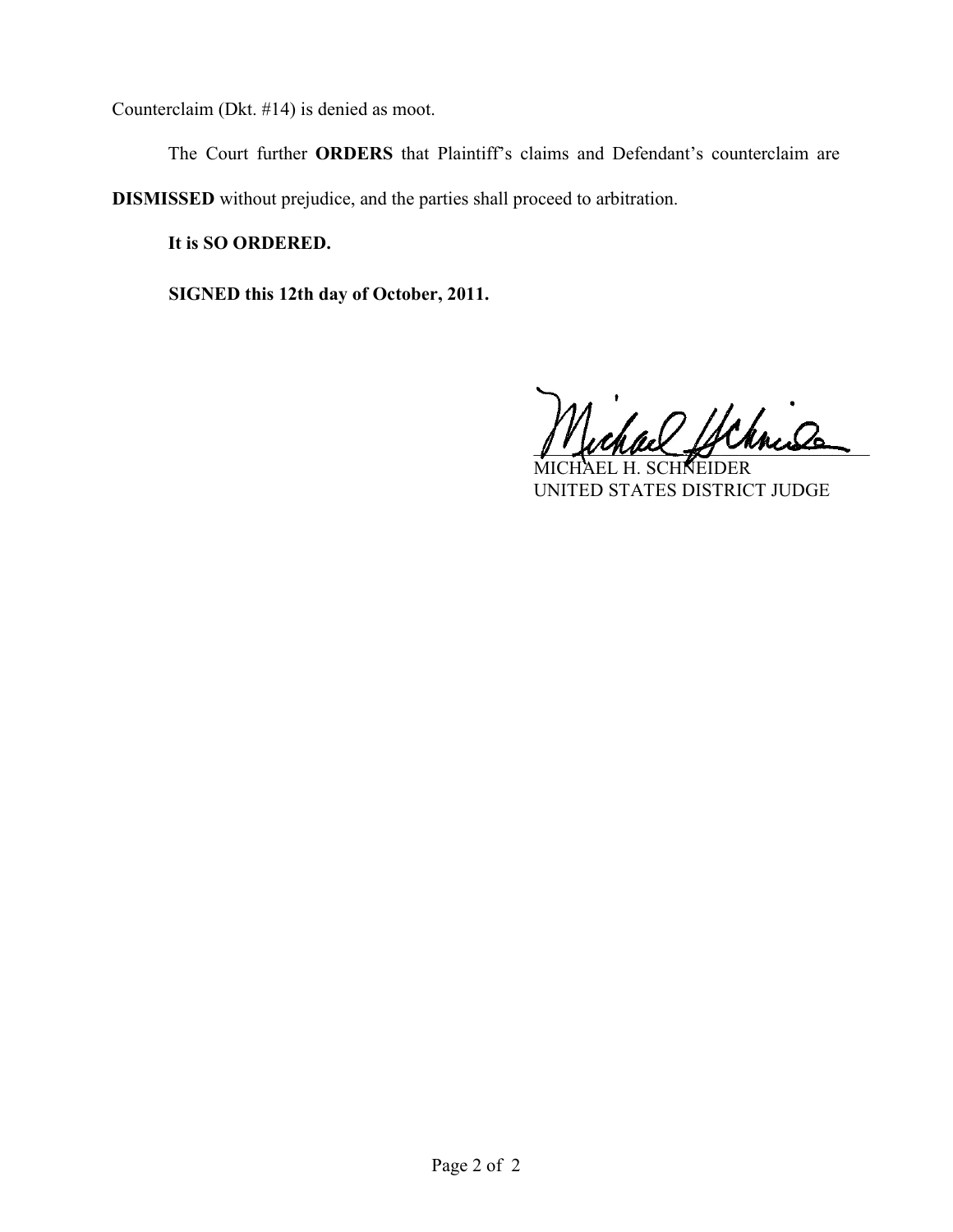Counterclaim (Dkt. #14) is denied as moot.

The Court further **ORDERS** that Plaintiff's claims and Defendant's counterclaim are **DISMISSED** without prejudice, and the parties shall proceed to arbitration.

**It is SO ORDERED.**

**SIGNED this 12th day of October, 2011.**

MICHAEL H. SCHNEIDER
UNITED STATES DISTRICT JUDGE